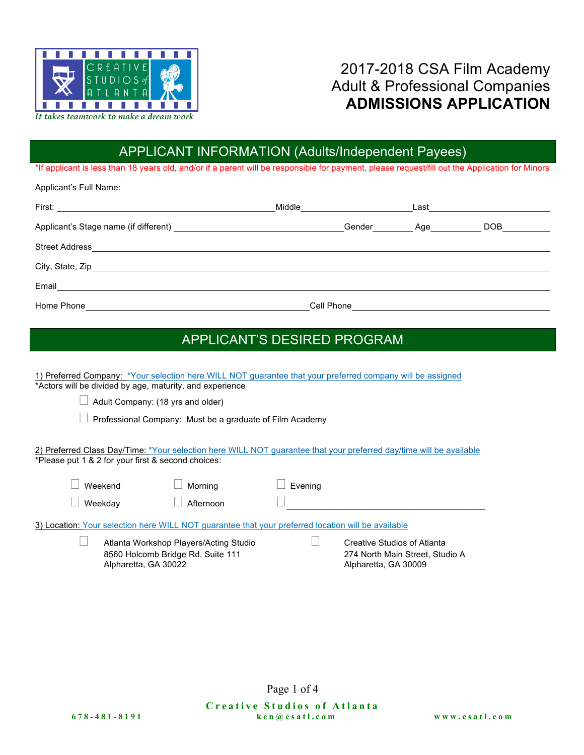CREATIVE STUDIOS of ATLANTA

*It takes teamwork to make a dream work*

# 2017-2018 CSA Film Academy
# Adult & Professional Companies
# ADMISSIONS APPLICATION

## APPLICANT INFORMATION (Adults/Independent Payees)

*If applicant is less than 18 years old, and/or if a parent will be responsible for payment, please request/fill out the Application for Minors

Applicant's Full Name:

First: ______________________________ Middle ________________ Last ________________

Applicant's Stage name (if different) ________________________ Gender ________ Age ________ DOB ________

Street Address ____________________________________________________________

City, State, Zip ____________________________________________________________

Email ____________________________________________________________

Home Phone ______________________________ Cell Phone ______________________________

## APPLICANT'S DESIRED PROGRAM

1) Preferred Company: *Your selection here WILL NOT guarantee that your preferred company will be assigned
*Actors will be divided by age, maturity, and experience

- ☐ Adult Company: (18 yrs and older)
- ☐ Professional Company: Must be a graduate of Film Academy

2) Preferred Class Day/Time: *Your selection here WILL NOT guarantee that your preferred day/time will be available
*Please put 1 & 2 for your first & second choices:

- ☐ Weekend
- ☐ Weekday
- ☐ Morning
- ☐ Afternoon
- ☐ Evening
- ☐ ______________________________

3) Location: Your selection here WILL NOT guarantee that your preferred location will be available

- ☐ Atlanta Workshop Players/Acting Studio
  8560 Holcomb Bridge Rd. Suite 111
  Alpharetta, GA 30022
- ☐ Creative Studios of Atlanta
  274 North Main Street, Studio A
  Alpharetta, GA 30009

**Creative Studios of Atlanta**

678-481-8191 ken@csatl.com www.csatl.com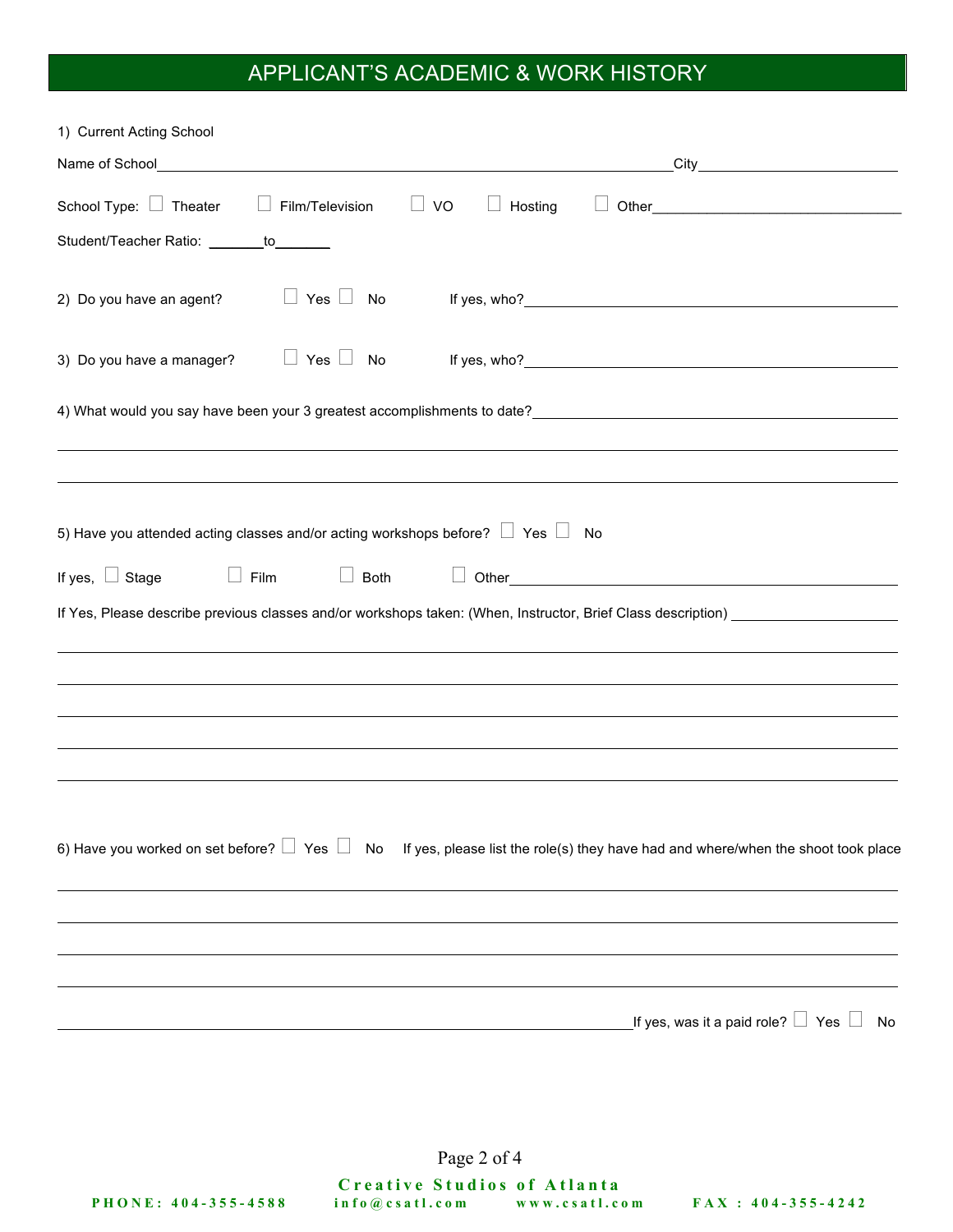# APPLICANT'S ACADEMIC & WORK HISTORY

1) Current Acting School

Name of School\_\_\_\_\_\_\_\_\_\_\_\_\_\_\_\_\_\_\_\_\_\_\_\_\_\_\_\_\_\_\_\_\_\_\_\_\_\_\_\_ City\_\_\_\_\_\_\_\_\_\_\_\_\_\_\_\_\_\_\_\_

School Type: ☐ Theater ☐ Film/Television ☐ VO ☐ Hosting ☐ Other\_\_\_\_\_\_\_\_\_\_\_\_\_\_\_\_\_\_\_\_

Student/Teacher Ratio: \_\_\_\_\_\_ to \_\_\_\_\_\_

2) Do you have an agent? ☐ Yes ☐ No If yes, who?\_\_\_\_\_\_\_\_\_\_\_\_\_\_\_\_\_\_\_\_\_\_\_\_\_\_\_\_\_\_

3) Do you have a manager? ☐ Yes ☐ No If yes, who?\_\_\_\_\_\_\_\_\_\_\_\_\_\_\_\_\_\_\_\_\_\_\_\_\_\_\_\_\_\_

4) What would you say have been your 3 greatest accomplishments to date?\_\_\_\_\_\_\_\_\_\_\_\_\_\_\_\_\_\_\_\_

\_\_\_\_\_\_\_\_\_\_\_\_\_\_\_\_\_\_\_\_\_\_\_\_\_\_\_\_\_\_\_\_\_\_\_\_\_\_\_\_\_\_\_\_\_\_\_\_\_\_\_\_\_\_\_\_\_\_\_\_\_\_\_\_\_\_\_\_

\_\_\_\_\_\_\_\_\_\_\_\_\_\_\_\_\_\_\_\_\_\_\_\_\_\_\_\_\_\_\_\_\_\_\_\_\_\_\_\_\_\_\_\_\_\_\_\_\_\_\_\_\_\_\_\_\_\_\_\_\_\_\_\_\_\_\_\_

5) Have you attended acting classes and/or acting workshops before? ☐ Yes ☐ No

If yes, ☐ Stage ☐ Film ☐ Both ☐ Other\_\_\_\_\_\_\_\_\_\_\_\_\_\_\_\_\_\_\_\_\_\_\_\_\_\_\_\_\_\_

If Yes, Please describe previous classes and/or workshops taken: (When, Instructor, Brief Class description) \_\_\_\_\_\_\_\_\_\_\_\_\_\_\_\_\_\_\_\_

\_\_\_\_\_\_\_\_\_\_\_\_\_\_\_\_\_\_\_\_\_\_\_\_\_\_\_\_\_\_\_\_\_\_\_\_\_\_\_\_\_\_\_\_\_\_\_\_\_\_\_\_\_\_\_\_\_\_\_\_\_\_\_\_\_\_\_\_

\_\_\_\_\_\_\_\_\_\_\_\_\_\_\_\_\_\_\_\_\_\_\_\_\_\_\_\_\_\_\_\_\_\_\_\_\_\_\_\_\_\_\_\_\_\_\_\_\_\_\_\_\_\_\_\_\_\_\_\_\_\_\_\_\_\_\_\_

\_\_\_\_\_\_\_\_\_\_\_\_\_\_\_\_\_\_\_\_\_\_\_\_\_\_\_\_\_\_\_\_\_\_\_\_\_\_\_\_\_\_\_\_\_\_\_\_\_\_\_\_\_\_\_\_\_\_\_\_\_\_\_\_\_\_\_\_

\_\_\_\_\_\_\_\_\_\_\_\_\_\_\_\_\_\_\_\_\_\_\_\_\_\_\_\_\_\_\_\_\_\_\_\_\_\_\_\_\_\_\_\_\_\_\_\_\_\_\_\_\_\_\_\_\_\_\_\_\_\_\_\_\_\_\_\_

\_\_\_\_\_\_\_\_\_\_\_\_\_\_\_\_\_\_\_\_\_\_\_\_\_\_\_\_\_\_\_\_\_\_\_\_\_\_\_\_\_\_\_\_\_\_\_\_\_\_\_\_\_\_\_\_\_\_\_\_\_\_\_\_\_\_\_\_

6) Have you worked on set before? ☐ Yes ☐ No If yes, please list the role(s) they have had and where/when the shoot took place

\_\_\_\_\_\_\_\_\_\_\_\_\_\_\_\_\_\_\_\_\_\_\_\_\_\_\_\_\_\_\_\_\_\_\_\_\_\_\_\_\_\_\_\_\_\_\_\_\_\_\_\_\_\_\_\_\_\_\_\_\_\_\_\_\_\_\_\_

\_\_\_\_\_\_\_\_\_\_\_\_\_\_\_\_\_\_\_\_\_\_\_\_\_\_\_\_\_\_\_\_\_\_\_\_\_\_\_\_\_\_\_\_\_\_\_\_\_\_\_\_\_\_\_\_\_\_\_\_\_\_\_\_\_\_\_\_

\_\_\_\_\_\_\_\_\_\_\_\_\_\_\_\_\_\_\_\_\_\_\_\_\_\_\_\_\_\_\_\_\_\_\_\_\_\_\_\_\_\_\_\_\_\_\_\_\_\_\_\_\_\_\_\_\_\_\_\_\_\_\_\_\_\_\_\_

\_\_\_\_\_\_\_\_\_\_\_\_\_\_\_\_\_\_\_\_\_\_\_\_\_\_\_\_\_\_\_\_\_\_\_\_\_\_\_\_\_\_\_\_\_\_\_\_\_\_\_\_\_\_\_\_\_\_\_\_\_\_\_\_\_\_\_\_

\_\_\_\_\_\_\_\_\_\_\_\_\_\_\_\_\_\_\_\_\_\_\_\_\_\_\_\_\_\_\_\_\_\_\_\_\_\_\_\_\_\_\_\_\_\_\_\_ If yes, was it a paid role? ☐ Yes ☐ No

**Creative Studios of Atlanta**

PHONE: 404-355-4588 info@csatl.com www.csatl.com FAX : 404-355-4242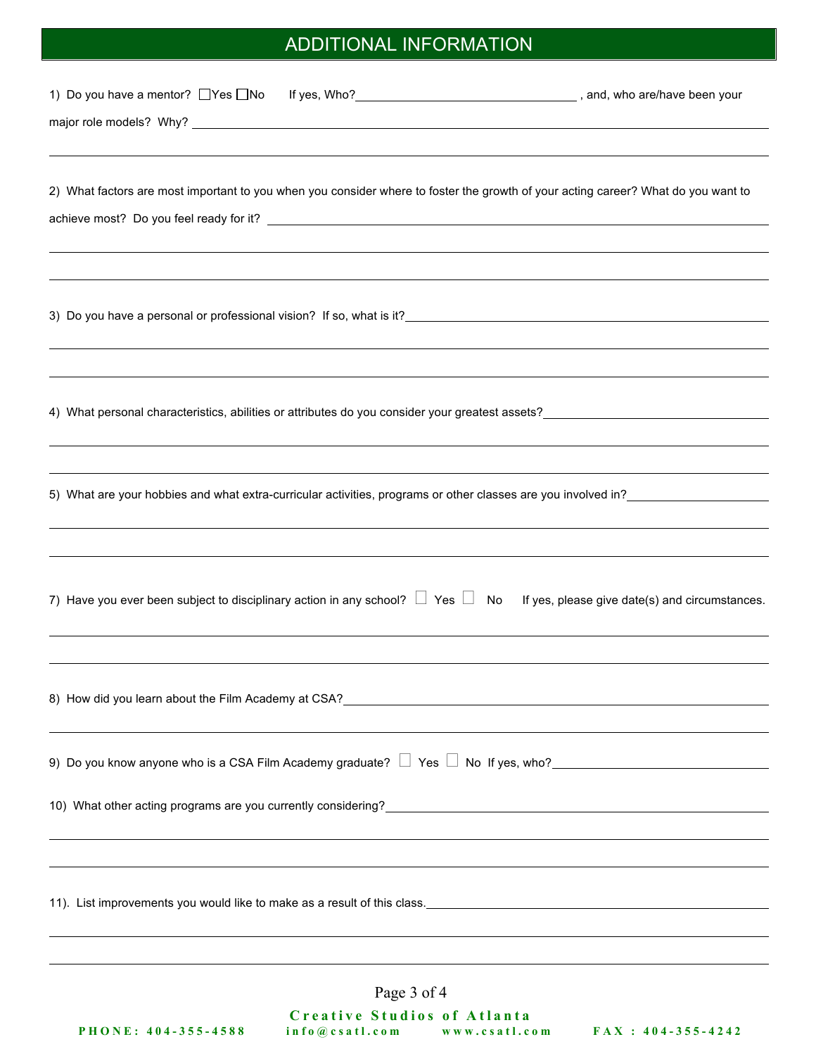## ADDITIONAL INFORMATION

1) Do you have a mentor? ☐Yes ☐No If yes, Who?________________________________ , and, who are/have been your major role models? Why? ________________________________________________________________________

________________________________________________________________________

2) What factors are most important to you when you consider where to foster the growth of your acting career? What do you want to achieve most? Do you feel ready for it? ______________________________________________

________________________________________________________________________

________________________________________________________________________

3) Do you have a personal or professional vision? If so, what is it?_______________________________________

________________________________________________________________________

________________________________________________________________________

4) What personal characteristics, abilities or attributes do you consider your greatest assets?____________________

________________________________________________________________________

________________________________________________________________________

5) What are your hobbies and what extra-curricular activities, programs or other classes are you involved in?__________

________________________________________________________________________

________________________________________________________________________

7) Have you ever been subject to disciplinary action in any school? ☐ Yes ☐ No If yes, please give date(s) and circumstances.

________________________________________________________________________

________________________________________________________________________

8) How did you learn about the Film Academy at CSA?___________________________________________________

________________________________________________________________________

9) Do you know anyone who is a CSA Film Academy graduate? ☐ Yes ☐ No If yes, who?_______________________

10) What other acting programs are you currently considering?____________________________________________

________________________________________________________________________

________________________________________________________________________

11). List improvements you would like to make as a result of this class.____________________________________

________________________________________________________________________

________________________________________________________________________

**Creative Studios of Atlanta**

PHONE: 404-355-4588   info@csatl.com   www.csatl.com   FAX: 404-355-4242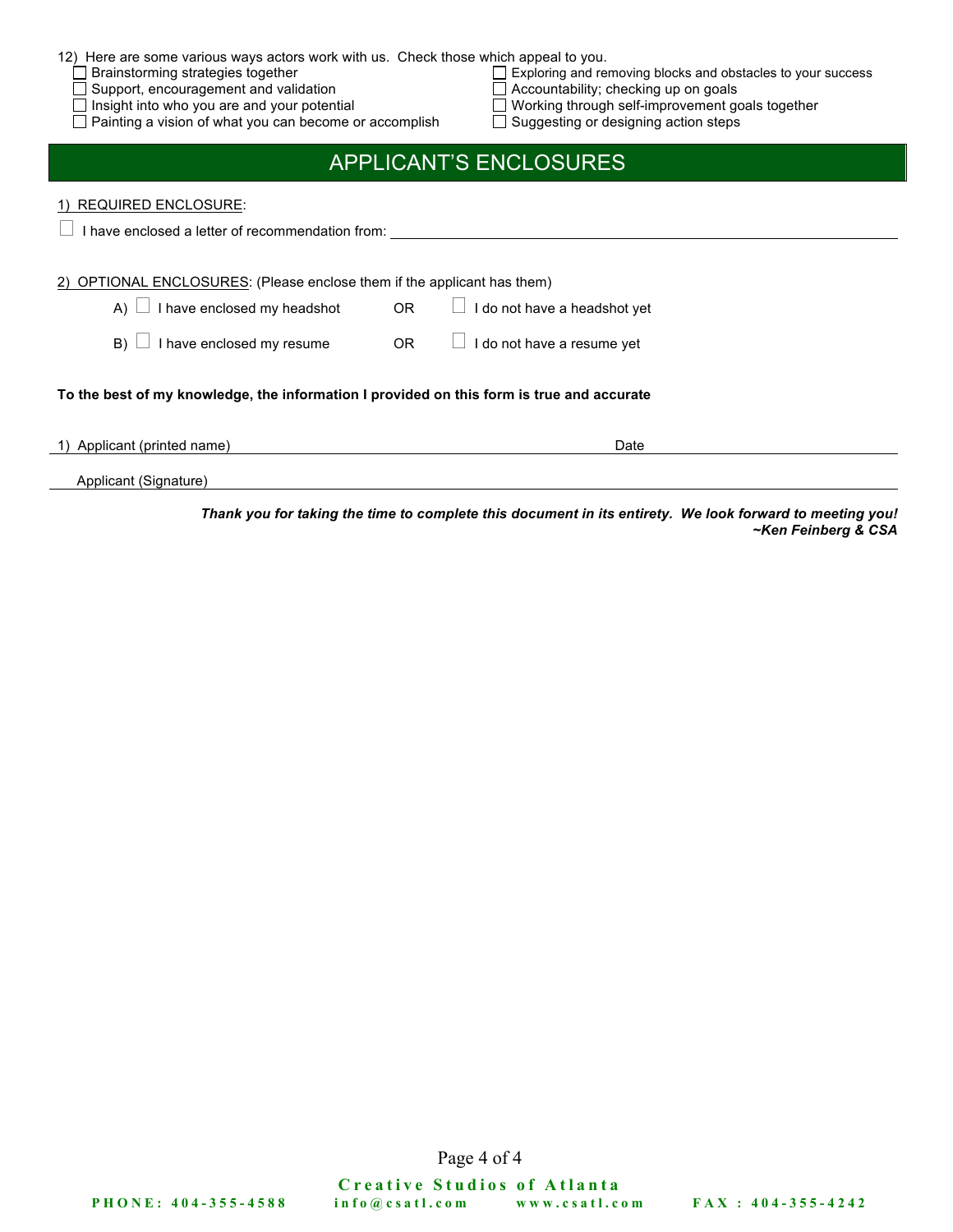12) Here are some various ways actors work with us. Check those which appeal to you.

- ☐ Brainstorming strategies together
- ☐ Support, encouragement and validation
- ☐ Insight into who you are and your potential
- ☐ Painting a vision of what you can become or accomplish
- ☐ Exploring and removing blocks and obstacles to your success
- ☐ Accountability; checking up on goals
- ☐ Working through self-improvement goals together
- ☐ Suggesting or designing action steps

## APPLICANT'S ENCLOSURES

1) REQUIRED ENCLOSURE:

☐ I have enclosed a letter of recommendation from: ______________________________

2) OPTIONAL ENCLOSURES: (Please enclose them if the applicant has them)

A) ☐ I have enclosed my headshot OR ☐ I do not have a headshot yet

B) ☐ I have enclosed my resume OR ☐ I do not have a resume yet

**To the best of my knowledge, the information I provided on this form is true and accurate**

1) Applicant (printed name) ______________________________ Date ______________

Applicant (Signature) ______________________________

***Thank you for taking the time to complete this document in its entirety. We look forward to meeting you!***
***~Ken Feinberg & CSA***

**Creative Studios of Atlanta**

**PHONE: 404-355-4588** **info@csatl.com** **www.csatl.com** **FAX: 404-355-4242**